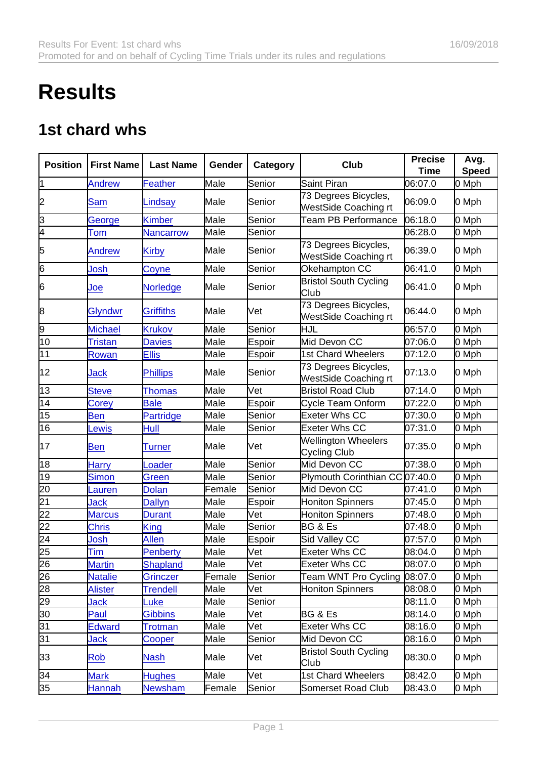# Results

## 1st chard whs

| Position | First Name | Last Name | Gender | Category | Club | Precise Time | Avg. Speed |
|---|---|---|---|---|---|---|---|
| 1 | Andrew | Feather | Male | Senior | Saint Piran | 06:07.0 | 0 Mph |
| 2 | Sam | Lindsay | Male | Senior | 73 Degrees Bicycles, WestSide Coaching rt | 06:09.0 | 0 Mph |
| 3 | George | Kimber | Male | Senior | Team PB Performance | 06:18.0 | 0 Mph |
| 4 | Tom | Nancarrow | Male | Senior | | 06:28.0 | 0 Mph |
| 5 | Andrew | Kirby | Male | Senior | 73 Degrees Bicycles, WestSide Coaching rt | 06:39.0 | 0 Mph |
| 6 | Josh | Coyne | Male | Senior | Okehampton CC | 06:41.0 | 0 Mph |
| 6 | Joe | Norledge | Male | Senior | Bristol South Cycling Club | 06:41.0 | 0 Mph |
| 8 | Glyndwr | Griffiths | Male | Vet | 73 Degrees Bicycles, WestSide Coaching rt | 06:44.0 | 0 Mph |
| 9 | Michael | Krukov | Male | Senior | HJL | 06:57.0 | 0 Mph |
| 10 | Tristan | Davies | Male | Espoir | Mid Devon CC | 07:06.0 | 0 Mph |
| 11 | Rowan | Ellis | Male | Espoir | 1st Chard Wheelers | 07:12.0 | 0 Mph |
| 12 | Jack | Phillips | Male | Senior | 73 Degrees Bicycles, WestSide Coaching rt | 07:13.0 | 0 Mph |
| 13 | Steve | Thomas | Male | Vet | Bristol Road Club | 07:14.0 | 0 Mph |
| 14 | Corey | Bale | Male | Espoir | Cycle Team Onform | 07:22.0 | 0 Mph |
| 15 | Ben | Partridge | Male | Senior | Exeter Whs CC | 07:30.0 | 0 Mph |
| 16 | Lewis | Hull | Male | Senior | Exeter Whs CC | 07:31.0 | 0 Mph |
| 17 | Ben | Turner | Male | Vet | Wellington Wheelers Cycling Club | 07:35.0 | 0 Mph |
| 18 | Harry | Loader | Male | Senior | Mid Devon CC | 07:38.0 | 0 Mph |
| 19 | Simon | Green | Male | Senior | Plymouth Corinthian CC | 07:40.0 | 0 Mph |
| 20 | Lauren | Dolan | Female | Senior | Mid Devon CC | 07:41.0 | 0 Mph |
| 21 | Jack | Dallyn | Male | Espoir | Honiton Spinners | 07:45.0 | 0 Mph |
| 22 | Marcus | Durant | Male | Vet | Honiton Spinners | 07:48.0 | 0 Mph |
| 22 | Chris | King | Male | Senior | BG & Es | 07:48.0 | 0 Mph |
| 24 | Josh | Allen | Male | Espoir | Sid Valley CC | 07:57.0 | 0 Mph |
| 25 | Tim | Penberty | Male | Vet | Exeter Whs CC | 08:04.0 | 0 Mph |
| 26 | Martin | Shapland | Male | Vet | Exeter Whs CC | 08:07.0 | 0 Mph |
| 26 | Natalie | Grinczer | Female | Senior | Team WNT Pro Cycling | 08:07.0 | 0 Mph |
| 28 | Alister | Trendell | Male | Vet | Honiton Spinners | 08:08.0 | 0 Mph |
| 29 | Jack | Luke | Male | Senior | | 08:11.0 | 0 Mph |
| 30 | Paul | Gibbins | Male | Vet | BG & Es | 08:14.0 | 0 Mph |
| 31 | Edward | Trotman | Male | Vet | Exeter Whs CC | 08:16.0 | 0 Mph |
| 31 | Jack | Cooper | Male | Senior | Mid Devon CC | 08:16.0 | 0 Mph |
| 33 | Rob | Nash | Male | Vet | Bristol South Cycling Club | 08:30.0 | 0 Mph |
| 34 | Mark | Hughes | Male | Vet | 1st Chard Wheelers | 08:42.0 | 0 Mph |
| 35 | Hannah | Newsham | Female | Senior | Somerset Road Club | 08:43.0 | 0 Mph |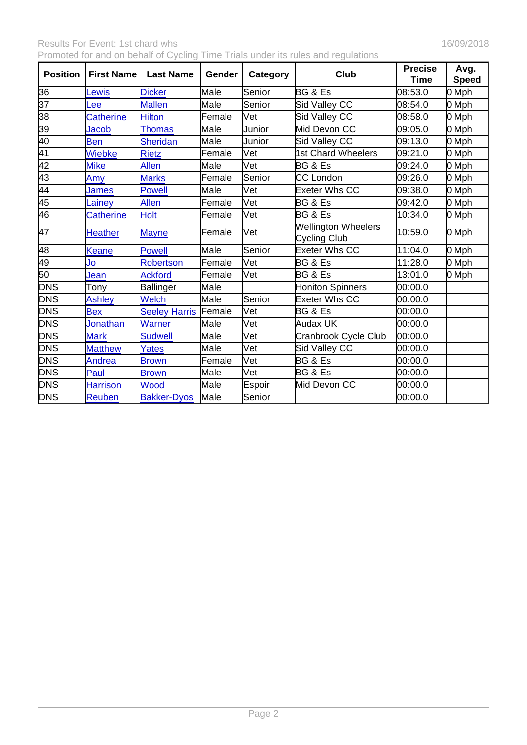| Position | First Name | Last Name | Gender | Category | Club | Precise Time | Avg. Speed |
|---|---|---|---|---|---|---|---|
| 36 | Lewis | Dicker | Male | Senior | BG & Es | 08:53.0 | 0 Mph |
| 37 | Lee | Mallen | Male | Senior | Sid Valley CC | 08:54.0 | 0 Mph |
| 38 | Catherine | Hilton | Female | Vet | Sid Valley CC | 08:58.0 | 0 Mph |
| 39 | Jacob | Thomas | Male | Junior | Mid Devon CC | 09:05.0 | 0 Mph |
| 40 | Ben | Sheridan | Male | Junior | Sid Valley CC | 09:13.0 | 0 Mph |
| 41 | Wiebke | Rietz | Female | Vet | 1st Chard Wheelers | 09:21.0 | 0 Mph |
| 42 | Mike | Allen | Male | Vet | BG & Es | 09:24.0 | 0 Mph |
| 43 | Amy | Marks | Female | Senior | CC London | 09:26.0 | 0 Mph |
| 44 | James | Powell | Male | Vet | Exeter Whs CC | 09:38.0 | 0 Mph |
| 45 | Lainey | Allen | Female | Vet | BG & Es | 09:42.0 | 0 Mph |
| 46 | Catherine | Holt | Female | Vet | BG & Es | 10:34.0 | 0 Mph |
| 47 | Heather | Mayne | Female | Vet | Wellington Wheelers Cycling Club | 10:59.0 | 0 Mph |
| 48 | Keane | Powell | Male | Senior | Exeter Whs CC | 11:04.0 | 0 Mph |
| 49 | Jo | Robertson | Female | Vet | BG & Es | 11:28.0 | 0 Mph |
| 50 | Jean | Ackford | Female | Vet | BG & Es | 13:01.0 | 0 Mph |
| DNS | Tony | Ballinger | Male | | Honiton Spinners | 00:00.0 | |
| DNS | Ashley | Welch | Male | Senior | Exeter Whs CC | 00:00.0 | |
| DNS | Bex | Seeley Harris | Female | Vet | BG & Es | 00:00.0 | |
| DNS | Jonathan | Warner | Male | Vet | Audax UK | 00:00.0 | |
| DNS | Mark | Sudwell | Male | Vet | Cranbrook Cycle Club | 00:00.0 | |
| DNS | Matthew | Yates | Male | Vet | Sid Valley CC | 00:00.0 | |
| DNS | Andrea | Brown | Female | Vet | BG & Es | 00:00.0 | |
| DNS | Paul | Brown | Male | Vet | BG & Es | 00:00.0 | |
| DNS | Harrison | Wood | Male | Espoir | Mid Devon CC | 00:00.0 | |
| DNS | Reuben | Bakker-Dyos | Male | Senior | | 00:00.0 | |